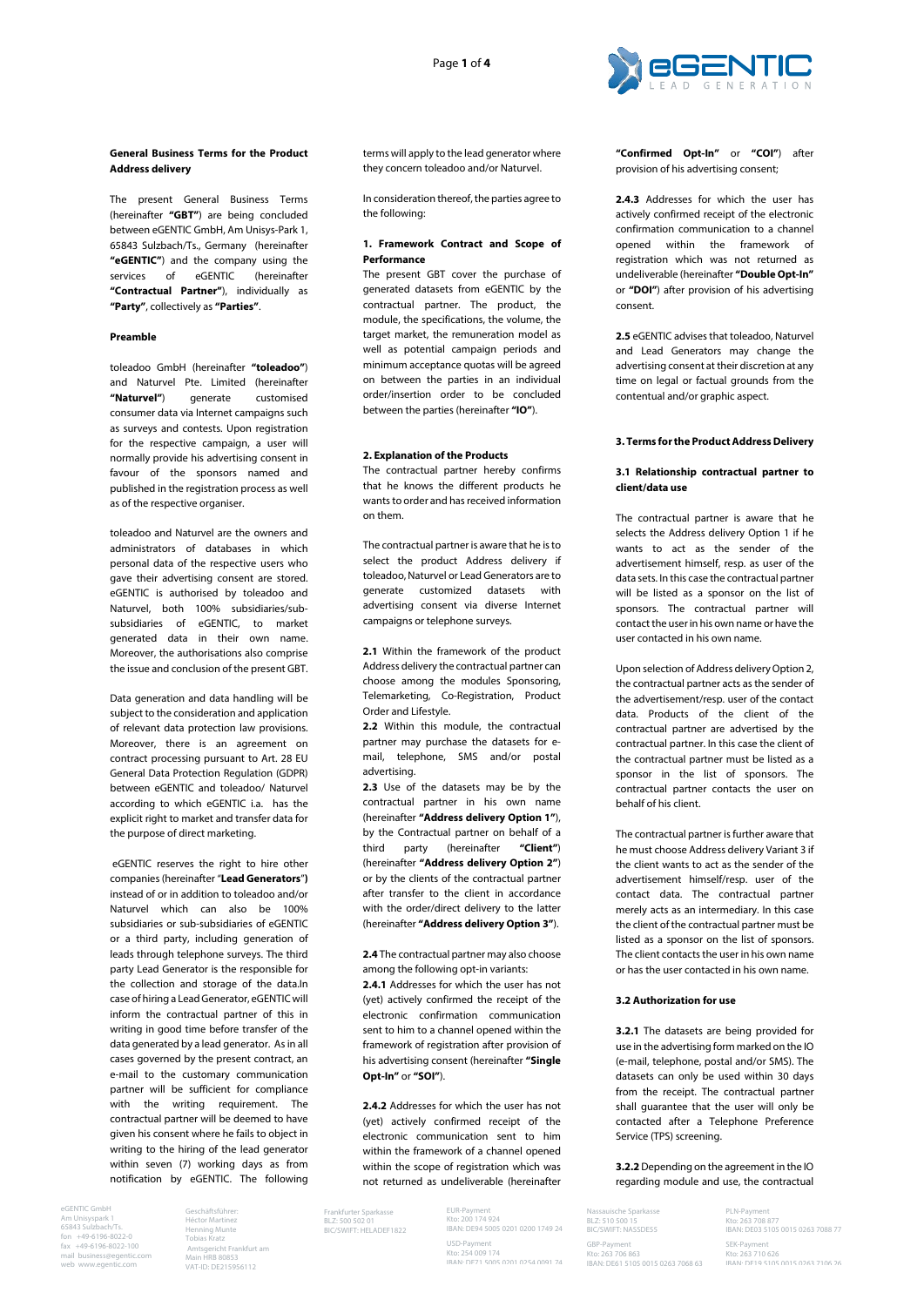**General Business Terms for the Product Address delivery**

The present General Business Terms (hereinafter **"GBT"**) are being concluded between eGENTIC GmbH, Am Unisys-Park 1, 65843 Sulzbach/Ts., Germany (hereinafter **"eGENTIC"**) and the company using the services of eGENTIC (hereinafter **"Contractual Partner"**), individually as **"Party"**, collectively as **"Parties"**.

**Preamble**

toleadoo GmbH (hereinafter **"toleadoo"**) and Naturvel Pte. Limited (hereinafter **"Naturvel"**) generate customised consumer data via Internet campaigns such as surveys and contests. Upon registration for the respective campaign, a user will normally provide his advertising consent in favour of the sponsors named and published in the registration process as well as of the respective organiser.

toleadoo and Naturvel are the owners and administrators of databases in which personal data of the respective users who gave their advertising consent are stored. eGENTIC is authorised by toleadoo and Naturvel, both 100% subsidiaries/sub-subsidiaries of eGENTIC, to market generated data in their own name. Moreover, the authorisations also comprise the issue and conclusion of the present GBT.

Data generation and data handling will be subject to the consideration and application of relevant data protection law provisions. Moreover, there is an agreement on contract processing pursuant to Art. 28 EU General Data Protection Regulation (GDPR) between eGENTIC and toleadoo/ Naturvel according to which eGENTIC i.a. has the explicit right to market and transfer data for the purpose of direct marketing.

eGENTIC reserves the right to hire other companies (hereinafter "**Lead Generators**") instead of or in addition to toleadoo and/or Naturvel which can also be 100% subsidiaries or sub-subsidiaries of eGENTIC or a third party, including generation of leads through telephone surveys. The third party Lead Generator is the responsible for the collection and storage of the data.In case of hiring a Lead Generator, eGENTIC will inform the contractual partner of this in writing in good time before transfer of the data generated by a lead generator. As in all cases governed by the present contract, an e-mail to the customary communication partner will be sufficient for compliance with the writing requirement. The contractual partner will be deemed to have given his consent where he fails to object in writing to the hiring of the lead generator within seven (7) working days as from notification by eGENTIC. The following terms will apply to the lead generator where they concern toleadoo and/or Naturvel.

In consideration thereof, the parties agree to the following:

### 1. Framework Contract and Scope of Performance

The present GBT cover the purchase of generated datasets from eGENTIC by the contractual partner. The product, the module, the specifications, the volume, the target market, the remuneration model as well as potential campaign periods and minimum acceptance quotas will be agreed on between the parties in an individual order/insertion order to be concluded between the parties (hereinafter **"IO"**).

### 2. Explanation of the Products

The contractual partner hereby confirms that he knows the different products he wants to order and has received information on them.

The contractual partner is aware that he is to select the product Address delivery if toleadoo, Naturvel or Lead Generators are to generate customized datasets with advertising consent via diverse Internet campaigns or telephone surveys.

**2.1** Within the framework of the product Address delivery the contractual partner can choose among the modules Sponsoring, Telemarketing, Co-Registration, Product Order and Lifestyle.

**2.2** Within this module, the contractual partner may purchase the datasets for e-mail, telephone, SMS and/or postal advertising.

**2.3** Use of the datasets may be by the contractual partner in his own name (hereinafter **"Address delivery Option 1"**), by the Contractual partner on behalf of a third party (hereinafter **"Client"**) (hereinafter **"Address delivery Option 2"**) or by the clients of the contractual partner after transfer to the client in accordance with the order/direct delivery to the latter (hereinafter **"Address delivery Option 3"**).

**2.4** The contractual partner may also choose among the following opt-in variants:

**2.4.1** Addresses for which the user has not (yet) actively confirmed the receipt of the electronic confirmation communication sent to him to a channel opened within the framework of registration after provision of his advertising consent (hereinafter **"Single Opt-In"** or **"SOI"**).

**2.4.2** Addresses for which the user has not (yet) actively confirmed receipt of the electronic communication sent to him within the framework of a channel opened within the scope of registration which was not returned as undeliverable (hereinafter **"Confirmed Opt-In"** or **"COI"**) after provision of his advertising consent;

**2.4.3** Addresses for which the user has actively confirmed receipt of the electronic confirmation communication to a channel opened within the framework of registration which was not returned as undeliverable (hereinafter **"Double Opt-In"** or **"DOI"**) after provision of his advertising consent.

**2.5** eGENTIC advises that toleadoo, Naturvel and Lead Generators may change the advertising consent at their discretion at any time on legal or factual grounds from the contentual and/or graphic aspect.

### 3. Terms for the Product Address Delivery

#### 3.1 Relationship contractual partner to client/data use

The contractual partner is aware that he selects the Address delivery Option 1 if he wants to act as the sender of the advertisement himself, resp. as user of the data sets. In this case the contractual partner will be listed as a sponsor on the list of sponsors. The contractual partner will contact the user in his own name or have the user contacted in his own name.

Upon selection of Address delivery Option 2, the contractual partner acts as the sender of the advertisement/resp. user of the contact data. Products of the client of the contractual partner are advertised by the contractual partner. In this case the client of the contractual partner must be listed as a sponsor in the list of sponsors. The contractual partner contacts the user on behalf of his client.

The contractual partner is further aware that he must choose Address delivery Variant 3 if the client wants to act as the sender of the advertisement himself/resp. user of the contact data. The contractual partner merely acts as an intermediary. In this case the client of the contractual partner must be listed as a sponsor on the list of sponsors. The client contacts the user in his own name or has the user contacted in his own name.

#### 3.2 Authorization for use

**3.2.1** The datasets are being provided for use in the advertising form marked on the IO (e-mail, telephone, postal and/or SMS). The datasets can only be used within 30 days from the receipt. The contractual partner shall guarantee that the user will only be contacted after a Telephone Preference Service (TPS) screening.

**3.2.2** Depending on the agreement in the IO regarding module and use, the contractual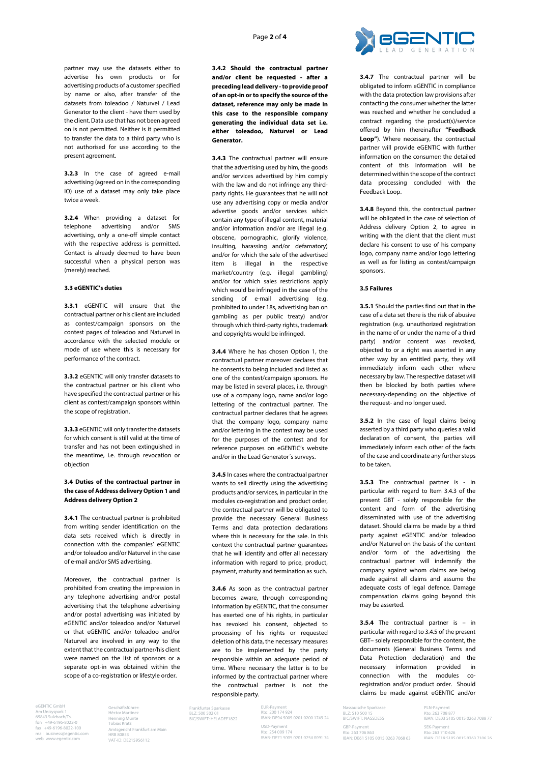partner may use the datasets either to advertise his own products or for advertising products of a customer specified by name or also, after transfer of the datasets from toleadoo / Naturvel / Lead Generator to the client - have them used by the client. Data use that has not been agreed on is not permitted. Neither is it permitted to transfer the data to a third party who is not authorised for use according to the present agreement.

**3.2.3** In the case of agreed e-mail advertising (agreed on in the corresponding IO) use of a dataset may only take place twice a week.

**3.2.4** When providing a dataset for telephone advertising and/or SMS advertising, only a one-off simple contact with the respective address is permitted. Contact is already deemed to have been successful when a physical person was (merely) reached.

### 3.3 eGENTIC's duties

**3.3.1** eGENTIC will ensure that the contractual partner or his client are included as contest/campaign sponsors on the contest pages of toleadoo and Naturvel in accordance with the selected module or mode of use where this is necessary for performance of the contract.

**3.3.2** eGENTIC will only transfer datasets to the contractual partner or his client who have specified the contractual partner or his client as contest/campaign sponsors within the scope of registration.

**3.3.3** eGENTIC will only transfer the datasets for which consent is still valid at the time of transfer and has not been extinguished in the meantime, i.e. through revocation or objection

### 3.4 Duties of the contractual partner in the case of Address delivery Option 1 and Address delivery Option 2

**3.4.1** The contractual partner is prohibited from writing sender identification on the data sets received which is directly in connection with the companies' eGENTIC and/or toleadoo and/or Naturvel in the case of e-mail and/or SMS advertising.

Moreover, the contractual partner is prohibited from creating the impression in any telephone advertising and/or postal advertising that the telephone advertising and/or postal advertising was initiated by eGENTIC and/or toleadoo and/or Naturvel or that eGENTIC and/or toleadoo and/or Naturvel are involved in any way to the extent that the contractual partner/his client were named on the list of sponsors or a separate opt-in was obtained within the scope of a co-registration or lifestyle order.

**3.4.2 Should the contractual partner and/or client be requested - after a preceding lead delivery - to provide proof of an opt-in or to specify the source of the dataset, reference may only be made in this case to the responsible company generating the individual data set i.e. either toleadoo, Naturvel or Lead Generator.**

**3.4.3** The contractual partner will ensure that the advertising used by him, the goods and/or services advertised by him comply with the law and do not infringe any third-party rights. He guarantees that he will not use any advertising copy or media and/or advertise goods and/or services which contain any type of illegal content, material and/or information and/or are illegal (e.g. obscene, pornographic, glorify violence, insulting, harassing and/or defamatory) and/or for which the sale of the advertised item is illegal in the respective market/country (e.g. illegal gambling) and/or for which sales restrictions apply which would be infringed in the case of the sending of e-mail advertising (e.g. prohibited to under 18s, advertising ban on gambling as per public treaty) and/or through which third-party rights, trademark and copyrights would be infringed.

**3.4.4** Where he has chosen Option 1, the contractual partner moreover declares that he consents to being included and listed as one of the contest/campaign sponsors. He may be listed in several places, i.e. through use of a company logo, name and/or logo lettering of the contractual partner. The contractual partner declares that he agrees that the company logo, company name and/or lettering in the contest may be used for the purposes of the contest and for reference purposes on eGENTIC's website and/or in the Lead Generator´s surveys.

**3.4.5** In cases where the contractual partner wants to sell directly using the advertising products and/or services, in particular in the modules co-registration and product order, the contractual partner will be obligated to provide the necessary General Business Terms and data protection declarations where this is necessary for the sale. In this context the contractual partner guarantees that he will identify and offer all necessary information with regard to price, product, payment, maturity and termination as such.

**3.4.6** As soon as the contractual partner becomes aware, through corresponding information by eGENTIC, that the consumer has exerted one of his rights, in particular has revoked his consent, objected to processing of his rights or requested deletion of his data, the necessary measures are to be implemented by the party responsible within an adequate period of time. Where necessary the latter is to be informed by the contractual partner where the contractual partner is not the responsible party.

**3.4.7** The contractual partner will be obligated to inform eGENTIC in compliance with the data protection law provisions after contacting the consumer whether the latter was reached and whether he concluded a contract regarding the product(s)/service offered by him (hereinafter **"Feedback Loop"**). Where necessary, the contractual partner will provide eGENTIC with further information on the consumer; the detailed content of this information will be determined within the scope of the contract data processing concluded with the Feedback Loop.

**3.4.8** Beyond this, the contractual partner will be obligated in the case of selection of Address delivery Option 2, to agree in writing with the client that the client must declare his consent to use of his company logo, company name and/or logo lettering as well as for listing as contest/campaign sponsors.

### 3.5 Failures

**3.5.1** Should the parties find out that in the case of a data set there is the risk of abusive registration (e.g. unauthorized registration in the name of or under the name of a third party) and/or consent was revoked, objected to or a right was asserted in any other way by an entitled party, they will immediately inform each other where necessary by law. The respective dataset will then be blocked by both parties where necessary-depending on the objective of the request- and no longer used.

**3.5.2** In the case of legal claims being asserted by a third party who queries a valid declaration of consent, the parties will immediately inform each other of the facts of the case and coordinate any further steps to be taken.

**3.5.3** The contractual partner is - in particular with regard to Item 3.4.3 of the present GBT - solely responsible for the content and form of the advertising disseminated with use of the advertising dataset. Should claims be made by a third party against eGENTIC and/or toleadoo and/or Naturvel on the basis of the content and/or form of the advertising the contractual partner will indemnify the company against whom claims are being made against all claims and assume the adequate costs of legal defence. Damage compensation claims going beyond this may be asserted.

**3.5.4** The contractual partner is – in particular with regard to 3.4.5 of the present GBT– solely responsible for the content, the documents (General Business Terms and Data Protection declaration) and the necessary information provided in connection with the modules co-registration and/or product order. Should claims be made against eGENTIC and/or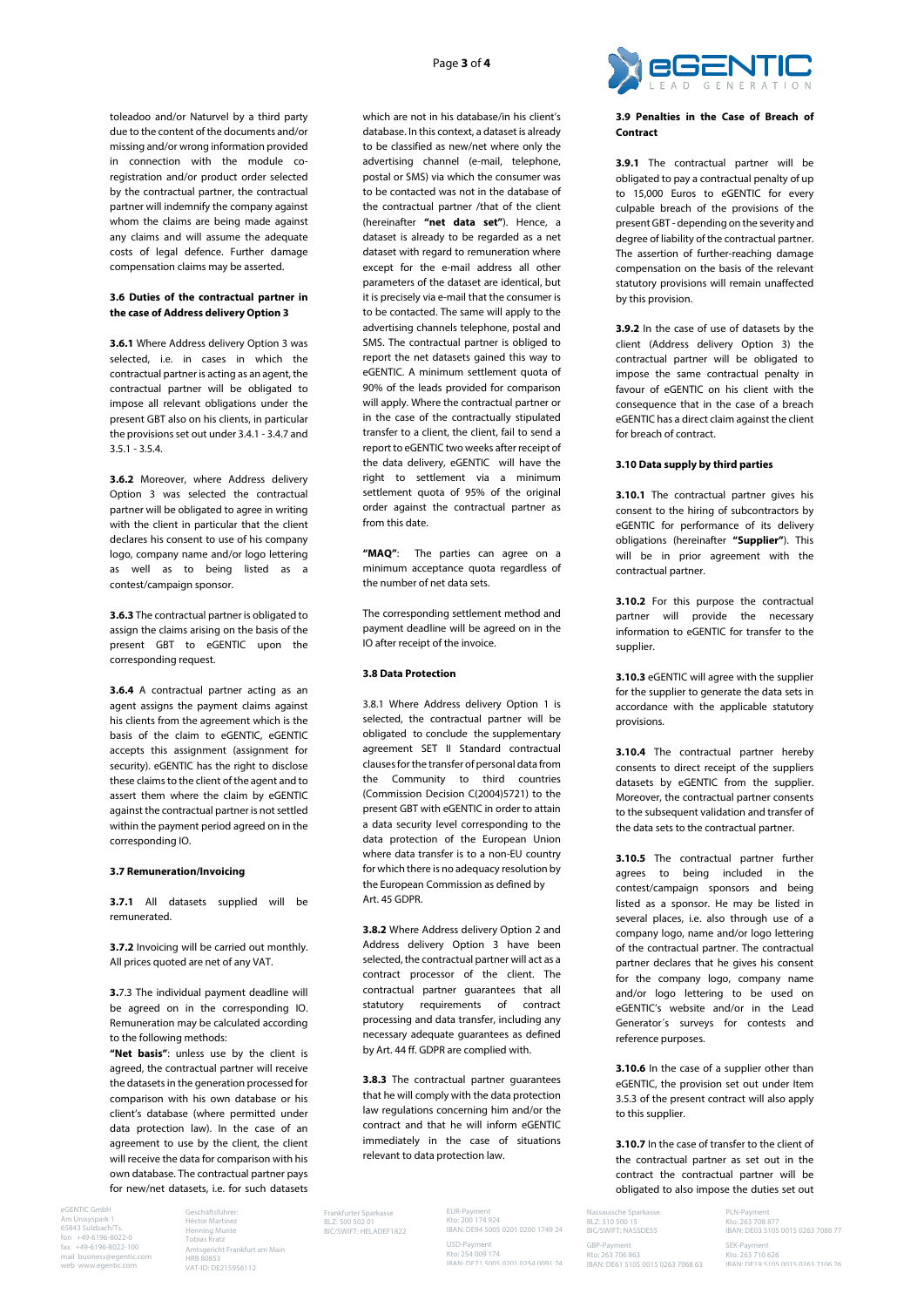toleadoo and/or Naturvel by a third party due to the content of the documents and/or missing and/or wrong information provided in connection with the module co-registration and/or product order selected by the contractual partner, the contractual partner will indemnify the company against whom the claims are being made against any claims and will assume the adequate costs of legal defence. Further damage compensation claims may be asserted.

### 3.6 Duties of the contractual partner in the case of Address delivery Option 3

**3.6.1** Where Address delivery Option 3 was selected, i.e. in cases in which the contractual partner is acting as an agent, the contractual partner will be obligated to impose all relevant obligations under the present GBT also on his clients, in particular the provisions set out under 3.4.1 - 3.4.7 and 3.5.1 - 3.5.4.

**3.6.2** Moreover, where Address delivery Option 3 was selected the contractual partner will be obligated to agree in writing with the client in particular that the client declares his consent to use of his company logo, company name and/or logo lettering as well as to being listed as a contest/campaign sponsor.

**3.6.3** The contractual partner is obligated to assign the claims arising on the basis of the present GBT to eGENTIC upon the corresponding request.

**3.6.4** A contractual partner acting as an agent assigns the payment claims against his clients from the agreement which is the basis of the claim to eGENTIC, eGENTIC accepts this assignment (assignment for security). eGENTIC has the right to disclose these claims to the client of the agent and to assert them where the claim by eGENTIC against the contractual partner is not settled within the payment period agreed on in the corresponding IO.

### 3.7 Remuneration/Invoicing

**3.7.1** All datasets supplied will be remunerated.

**3.7.2** Invoicing will be carried out monthly. All prices quoted are net of any VAT.

**3.**7.3 The individual payment deadline will be agreed on in the corresponding IO. Remuneration may be calculated according to the following methods:

**"Net basis"**: unless use by the client is agreed, the contractual partner will receive the datasets in the generation processed for comparison with his own database or his client's database (where permitted under data protection law). In the case of an agreement to use by the client, the client will receive the data for comparison with his own database. The contractual partner pays for new/net datasets, i.e. for such datasets which are not in his database/in his client's database. In this context, a dataset is already to be classified as new/net where only the advertising channel (e-mail, telephone, postal or SMS) via which the consumer was to be contacted was not in the database of the contractual partner /that of the client (hereinafter **"net data set"**). Hence, a dataset is already to be regarded as a net dataset with regard to remuneration where except for the e-mail address all other parameters of the dataset are identical, but it is precisely via e-mail that the consumer is to be contacted. The same will apply to the advertising channels telephone, postal and SMS. The contractual partner is obliged to report the net datasets gained this way to eGENTIC. A minimum settlement quota of 90% of the leads provided for comparison will apply. Where the contractual partner or in the case of the contractually stipulated transfer to a client, the client, fail to send a report to eGENTIC two weeks after receipt of the data delivery, eGENTIC will have the right to settlement via a minimum settlement quota of 95% of the original order against the contractual partner as from this date.

**"MAQ"**: The parties can agree on a minimum acceptance quota regardless of the number of net data sets.

The corresponding settlement method and payment deadline will be agreed on in the IO after receipt of the invoice.

### 3.8 Data Protection

3.8.1 Where Address delivery Option 1 is selected, the contractual partner will be obligated to conclude the supplementary agreement SET II Standard contractual clauses for the transfer of personal data from the Community to third countries (Commission Decision C(2004)5721) to the present GBT with eGENTIC in order to attain a data security level corresponding to the data protection of the European Union where data transfer is to a non-EU country for which there is no adequacy resolution by the European Commission as defined by Art. 45 GDPR.

**3.8.2** Where Address delivery Option 2 and Address delivery Option 3 have been selected, the contractual partner will act as a contract processor of the client. The contractual partner guarantees that all statutory requirements of contract processing and data transfer, including any necessary adequate guarantees as defined by Art. 44 ff. GDPR are complied with.

**3.8.3** The contractual partner guarantees that he will comply with the data protection law regulations concerning him and/or the contract and that he will inform eGENTIC immediately in the case of situations relevant to data protection law.

### 3.9 Penalties in the Case of Breach of Contract

**3.9.1** The contractual partner will be obligated to pay a contractual penalty of up to 15,000 Euros to eGENTIC for every culpable breach of the provisions of the present GBT - depending on the severity and degree of liability of the contractual partner. The assertion of further-reaching damage compensation on the basis of the relevant statutory provisions will remain unaffected by this provision.

**3.9.2** In the case of use of datasets by the client (Address delivery Option 3) the contractual partner will be obligated to impose the same contractual penalty in favour of eGENTIC on his client with the consequence that in the case of a breach eGENTIC has a direct claim against the client for breach of contract.

### 3.10 Data supply by third parties

**3.10.1** The contractual partner gives his consent to the hiring of subcontractors by eGENTIC for performance of its delivery obligations (hereinafter **"Supplier"**). This will be in prior agreement with the contractual partner.

**3.10.2** For this purpose the contractual partner will provide the necessary information to eGENTIC for transfer to the supplier.

**3.10.3** eGENTIC will agree with the supplier for the supplier to generate the data sets in accordance with the applicable statutory provisions.

**3.10.4** The contractual partner hereby consents to direct receipt of the suppliers datasets by eGENTIC from the supplier. Moreover, the contractual partner consents to the subsequent validation and transfer of the data sets to the contractual partner.

**3.10.5** The contractual partner further agrees to being included in the contest/campaign sponsors and being listed as a sponsor. He may be listed in several places, i.e. also through use of a company logo, name and/or logo lettering of the contractual partner. The contractual partner declares that he gives his consent for the company logo, company name and/or logo lettering to be used on eGENTIC's website and/or in the Lead Generator´s surveys for contests and reference purposes.

**3.10.6** In the case of a supplier other than eGENTIC, the provision set out under Item 3.5.3 of the present contract will also apply to this supplier.

**3.10.7** In the case of transfer to the client of the contractual partner as set out in the contract the contractual partner will be obligated to also impose the duties set out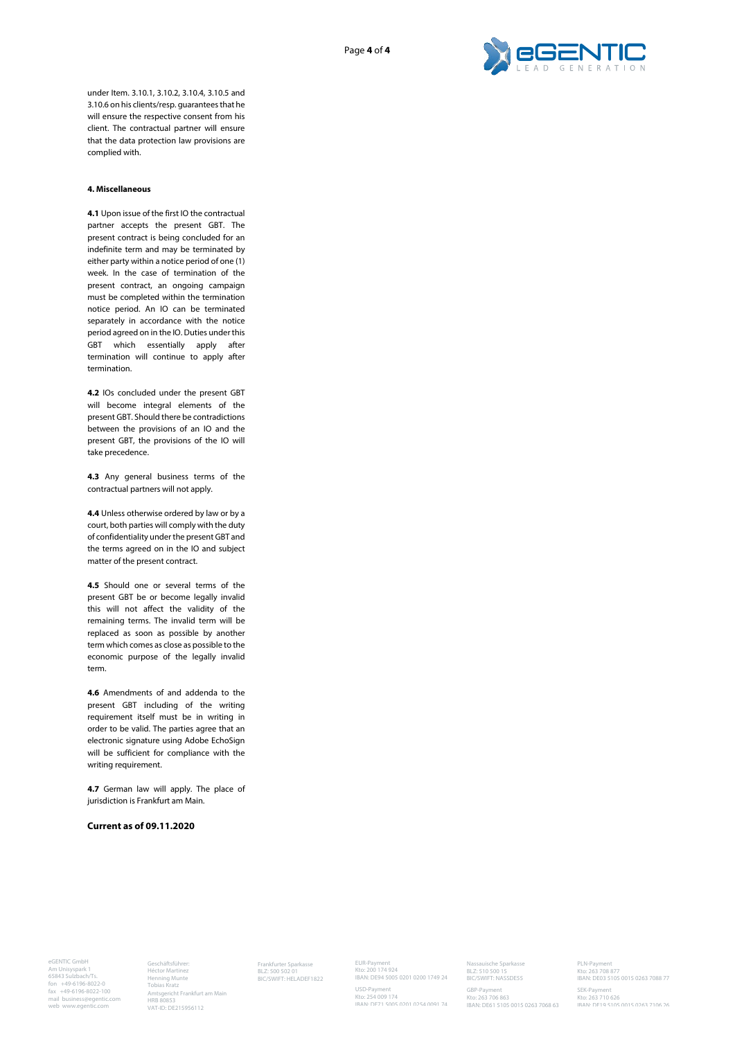under Item. 3.10.1, 3.10.2, 3.10.4, 3.10.5 and 3.10.6 on his clients/resp. guarantees that he will ensure the respective consent from his client. The contractual partner will ensure that the data protection law provisions are complied with.

**4. Miscellaneous**

**4.1** Upon issue of the first IO the contractual partner accepts the present GBT. The present contract is being concluded for an indefinite term and may be terminated by either party within a notice period of one (1) week. In the case of termination of the present contract, an ongoing campaign must be completed within the termination notice period. An IO can be terminated separately in accordance with the notice period agreed on in the IO. Duties under this GBT which essentially apply after termination will continue to apply after termination.

**4.2** IOs concluded under the present GBT will become integral elements of the present GBT. Should there be contradictions between the provisions of an IO and the present GBT, the provisions of the IO will take precedence.

**4.3** Any general business terms of the contractual partners will not apply.

**4.4** Unless otherwise ordered by law or by a court, both parties will comply with the duty of confidentiality under the present GBT and the terms agreed on in the IO and subject matter of the present contract.

**4.5** Should one or several terms of the present GBT be or become legally invalid this will not affect the validity of the remaining terms. The invalid term will be replaced as soon as possible by another term which comes as close as possible to the economic purpose of the legally invalid term.

**4.6** Amendments of and addenda to the present GBT including of the writing requirement itself must be in writing in order to be valid. The parties agree that an electronic signature using Adobe EchoSign will be sufficient for compliance with the writing requirement.

**4.7** German law will apply. The place of jurisdiction is Frankfurt am Main.

**Current as of 09.11.2020**